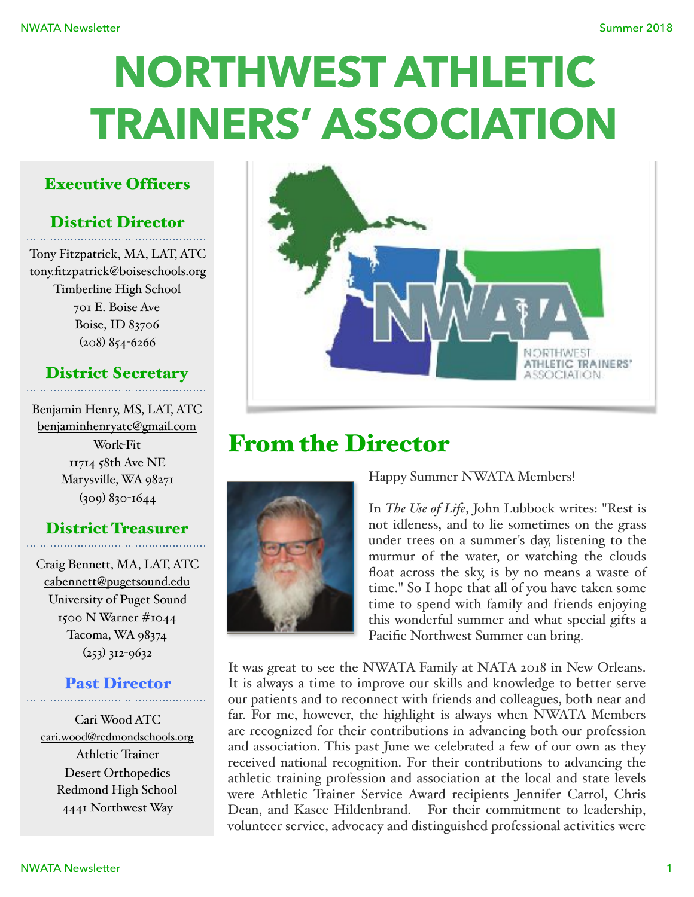# NORTHWEST ATHLETIC TRAINERS' ASSOCIATION

## Executive Officers

### District Director

Tony Fitzpatrick, MA, LAT, ATC
tony.fitzpatrick@boiseschools.org
Timberline High School
701 E. Boise Ave
Boise, ID 83706
(208) 854-6266

### District Secretary

Benjamin Henry, MS, LAT, ATC
benjaminhenryatc@gmail.com
Work-Fit
11714 58th Ave NE
Marysville, WA 98271
(309) 830-1644

### District Treasurer

Craig Bennett, MA, LAT, ATC
cabennett@pugetsound.edu
University of Puget Sound
1500 N Warner #1044
Tacoma, WA 98374
(253) 312-9632

### Past Director

Cari Wood ATC
cari.wood@redmondschools.org
Athletic Trainer
Desert Orthopedics
Redmond High School
4441 Northwest Way

## From the Director

Happy Summer NWATA Members!

In *The Use of Life*, John Lubbock writes: "Rest is not idleness, and to lie sometimes on the grass under trees on a summer's day, listening to the murmur of the water, or watching the clouds float across the sky, is by no means a waste of time." So I hope that all of you have taken some time to spend with family and friends enjoying this wonderful summer and what special gifts a Pacific Northwest Summer can bring.

It was great to see the NWATA Family at NATA 2018 in New Orleans. It is always a time to improve our skills and knowledge to better serve our patients and to reconnect with friends and colleagues, both near and far. For me, however, the highlight is always when NWATA Members are recognized for their contributions in advancing both our profession and association. This past June we celebrated a few of our own as they received national recognition. For their contributions to advancing the athletic training profession and association at the local and state levels were Athletic Trainer Service Award recipients Jennifer Carrol, Chris Dean, and Kasee Hildenbrand. For their commitment to leadership, volunteer service, advocacy and distinguished professional activities were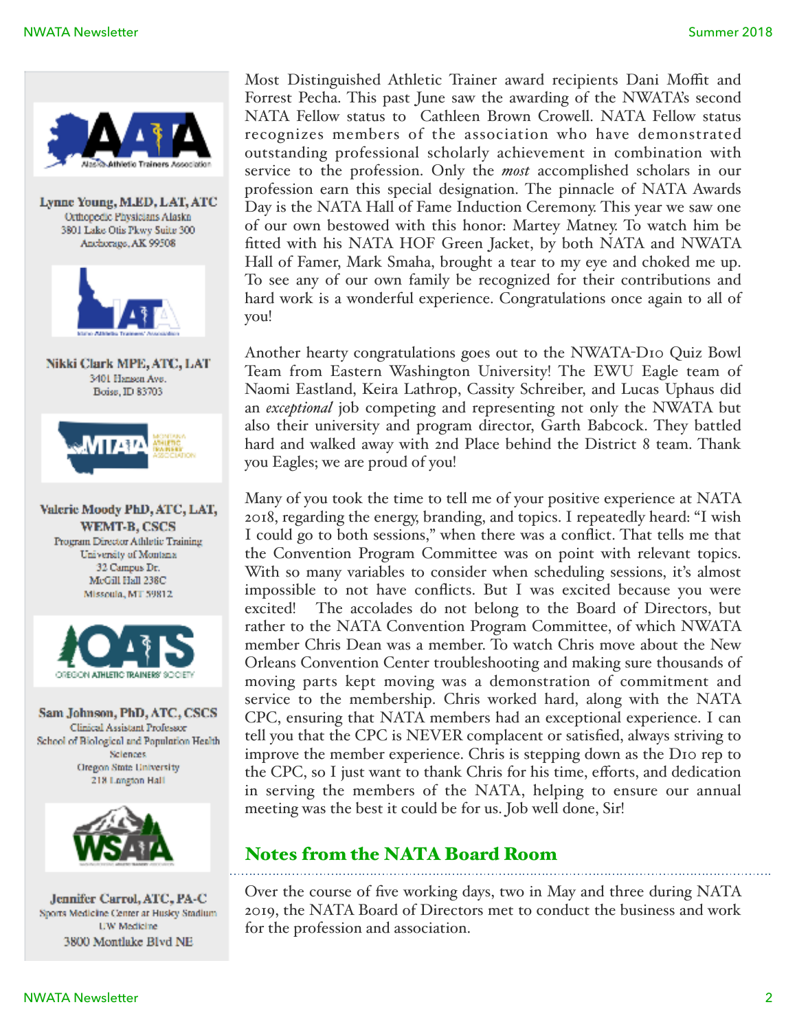Lynne Young, M.ED, LAT, ATC
Orthopedic Physicians Alaska
3801 Lake Otis Pkwy Suite 300
Anchorage, AK 99508

Nikki Clark MPE, ATC, LAT
3401 Hansen Ave.
Boise, ID 83703

Valerie Moody PhD, ATC, LAT, WEMT-B, CSCS
Program Director Athletic Training
University of Montana
32 Campus Dr.
McGill Hall 238C
Missoula, MT 59812

Sam Johnson, PhD, ATC, CSCS
Clinical Assistant Professor
School of Biological and Population Health Sciences
Oregon State University
218 Langton Hall

Jennifer Carrol, ATC, PA-C
Sports Medicine Center at Husky Stadium
UW Medicine
3800 Montlake Blvd NE

Most Distinguished Athletic Trainer award recipients Dani Moffit and Forrest Pecha. This past June saw the awarding of the NWATA's second NATA Fellow status to Cathleen Brown Crowell. NATA Fellow status recognizes members of the association who have demonstrated outstanding professional scholarly achievement in combination with service to the profession. Only the *most* accomplished scholars in our profession earn this special designation. The pinnacle of NATA Awards Day is the NATA Hall of Fame Induction Ceremony. This year we saw one of our own bestowed with this honor: Martey Matney. To watch him be fitted with his NATA HOF Green Jacket, by both NATA and NWATA Hall of Famer, Mark Smaha, brought a tear to my eye and choked me up. To see any of our own family be recognized for their contributions and hard work is a wonderful experience. Congratulations once again to all of you!

Another hearty congratulations goes out to the NWATA-D10 Quiz Bowl Team from Eastern Washington University! The EWU Eagle team of Naomi Eastland, Keira Lathrop, Cassity Schreiber, and Lucas Uphaus did an *exceptional* job competing and representing not only the NWATA but also their university and program director, Garth Babcock. They battled hard and walked away with 2nd Place behind the District 8 team. Thank you Eagles; we are proud of you!

Many of you took the time to tell me of your positive experience at NATA 2018, regarding the energy, branding, and topics. I repeatedly heard: "I wish I could go to both sessions," when there was a conflict. That tells me that the Convention Program Committee was on point with relevant topics. With so many variables to consider when scheduling sessions, it's almost impossible to not have conflicts. But I was excited because you were excited! The accolades do not belong to the Board of Directors, but rather to the NATA Convention Program Committee, of which NWATA member Chris Dean was a member. To watch Chris move about the New Orleans Convention Center troubleshooting and making sure thousands of moving parts kept moving was a demonstration of commitment and service to the membership. Chris worked hard, along with the NATA CPC, ensuring that NATA members had an exceptional experience. I can tell you that the CPC is NEVER complacent or satisfied, always striving to improve the member experience. Chris is stepping down as the D10 rep to the CPC, so I just want to thank Chris for his time, efforts, and dedication in serving the members of the NATA, helping to ensure our annual meeting was the best it could be for us. Job well done, Sir!

## Notes from the NATA Board Room

Over the course of five working days, two in May and three during NATA 2019, the NATA Board of Directors met to conduct the business and work for the profession and association.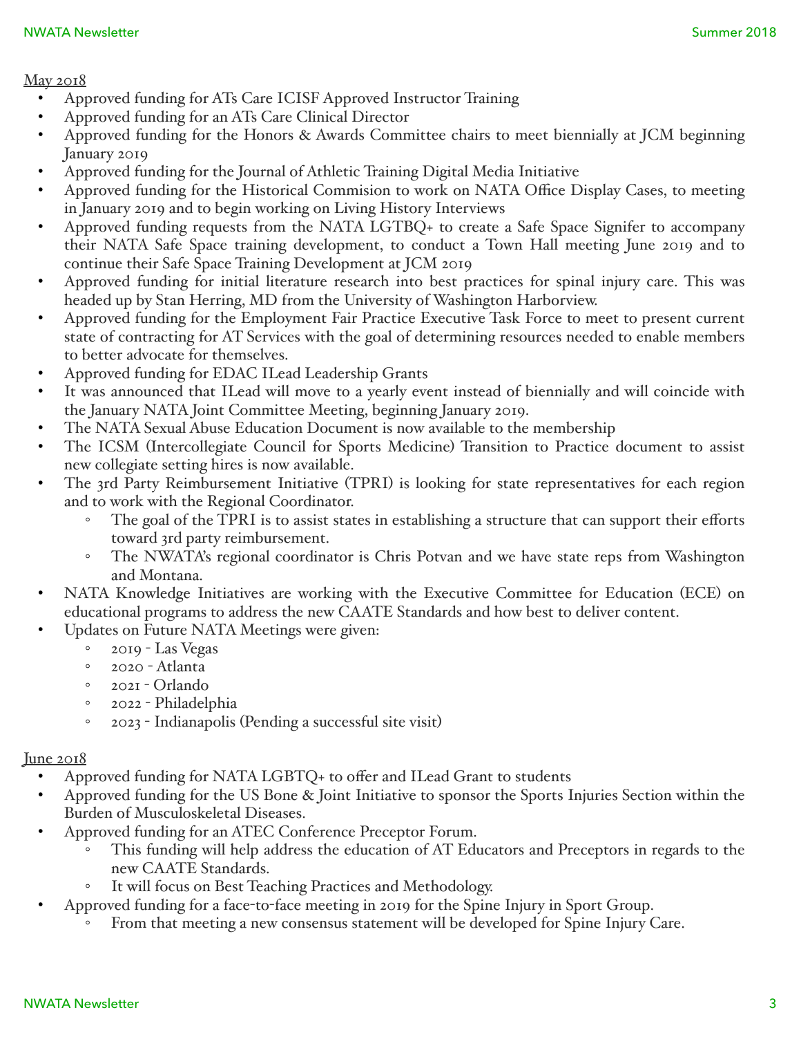May 2018

- Approved funding for ATs Care ICISF Approved Instructor Training
- Approved funding for an ATs Care Clinical Director
- Approved funding for the Honors & Awards Committee chairs to meet biennially at JCM beginning January 2019
- Approved funding for the Journal of Athletic Training Digital Media Initiative
- Approved funding for the Historical Commision to work on NATA Office Display Cases, to meeting in January 2019 and to begin working on Living History Interviews
- Approved funding requests from the NATA LGTBQ+ to create a Safe Space Signifer to accompany their NATA Safe Space training development, to conduct a Town Hall meeting June 2019 and to continue their Safe Space Training Development at JCM 2019
- Approved funding for initial literature research into best practices for spinal injury care. This was headed up by Stan Herring, MD from the University of Washington Harborview.
- Approved funding for the Employment Fair Practice Executive Task Force to meet to present current state of contracting for AT Services with the goal of determining resources needed to enable members to better advocate for themselves.
- Approved funding for EDAC ILead Leadership Grants
- It was announced that ILead will move to a yearly event instead of biennially and will coincide with the January NATA Joint Committee Meeting, beginning January 2019.
- The NATA Sexual Abuse Education Document is now available to the membership
- The ICSM (Intercollegiate Council for Sports Medicine) Transition to Practice document to assist new collegiate setting hires is now available.
- The 3rd Party Reimbursement Initiative (TPRI) is looking for state representatives for each region and to work with the Regional Coordinator.
    - The goal of the TPRI is to assist states in establishing a structure that can support their efforts toward 3rd party reimbursement.
    - The NWATA's regional coordinator is Chris Potvan and we have state reps from Washington and Montana.
- NATA Knowledge Initiatives are working with the Executive Committee for Education (ECE) on educational programs to address the new CAATE Standards and how best to deliver content.
- Updates on Future NATA Meetings were given:
    - 2019 - Las Vegas
    - 2020 - Atlanta
    - 2021 - Orlando
    - 2022 - Philadelphia
    - 2023 - Indianapolis (Pending a successful site visit)

June 2018

- Approved funding for NATA LGBTQ+ to offer and ILead Grant to students
- Approved funding for the US Bone & Joint Initiative to sponsor the Sports Injuries Section within the Burden of Musculoskeletal Diseases.
- Approved funding for an ATEC Conference Preceptor Forum.
    - This funding will help address the education of AT Educators and Preceptors in regards to the new CAATE Standards.
    - It will focus on Best Teaching Practices and Methodology.
- Approved funding for a face-to-face meeting in 2019 for the Spine Injury in Sport Group.
    - From that meeting a new consensus statement will be developed for Spine Injury Care.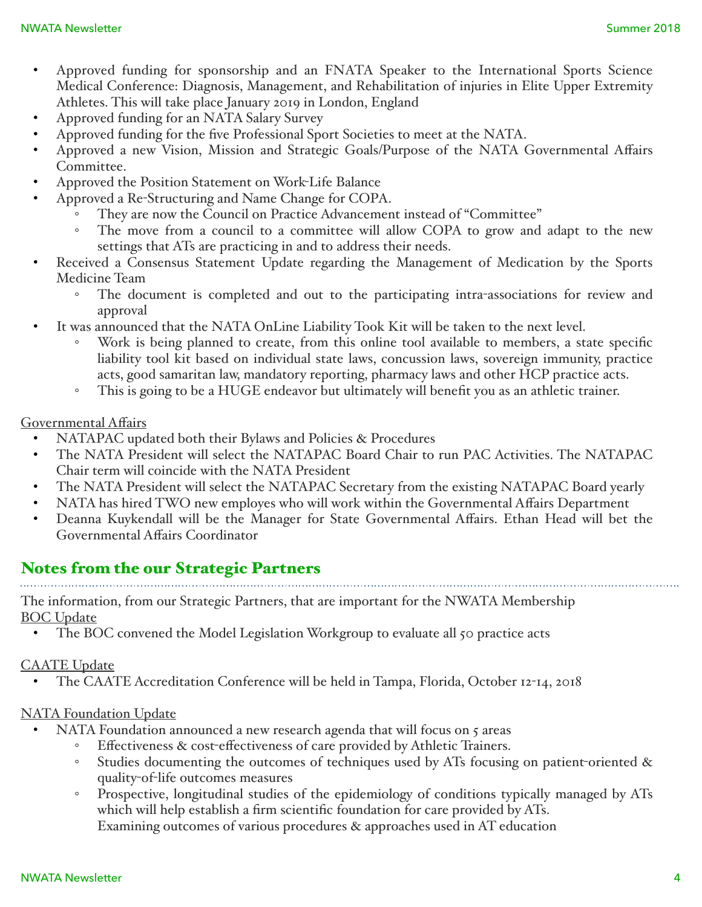- Approved funding for sponsorship and an FNATA Speaker to the International Sports Science Medical Conference: Diagnosis, Management, and Rehabilitation of injuries in Elite Upper Extremity Athletes. This will take place January 2019 in London, England
- Approved funding for an NATA Salary Survey
- Approved funding for the five Professional Sport Societies to meet at the NATA.
- Approved a new Vision, Mission and Strategic Goals/Purpose of the NATA Governmental Affairs Committee.
- Approved the Position Statement on Work-Life Balance
- Approved a Re-Structuring and Name Change for COPA.
    - They are now the Council on Practice Advancement instead of "Committee"
    - The move from a council to a committee will allow COPA to grow and adapt to the new settings that ATs are practicing in and to address their needs.
- Received a Consensus Statement Update regarding the Management of Medication by the Sports Medicine Team
    - The document is completed and out to the participating intra-associations for review and approval
- It was announced that the NATA OnLine Liability Took Kit will be taken to the next level.
    - Work is being planned to create, from this online tool available to members, a state specific liability tool kit based on individual state laws, concussion laws, sovereign immunity, practice acts, good samaritan law, mandatory reporting, pharmacy laws and other HCP practice acts.
    - This is going to be a HUGE endeavor but ultimately will benefit you as an athletic trainer.

Governmental Affairs

- NATAPAC updated both their Bylaws and Policies & Procedures
- The NATA President will select the NATAPAC Board Chair to run PAC Activities. The NATAPAC Chair term will coincide with the NATA President
- The NATA President will select the NATAPAC Secretary from the existing NATAPAC Board yearly
- NATA has hired TWO new employes who will work within the Governmental Affairs Department
- Deanna Kuykendall will be the Manager for State Governmental Affairs. Ethan Head will bet the Governmental Affairs Coordinator

## Notes from the our Strategic Partners

The information, from our Strategic Partners, that are important for the NWATA Membership

BOC Update

- The BOC convened the Model Legislation Workgroup to evaluate all 50 practice acts

CAATE Update

- The CAATE Accreditation Conference will be held in Tampa, Florida, October 12-14, 2018

NATA Foundation Update

- NATA Foundation announced a new research agenda that will focus on 5 areas
    - Effectiveness & cost-effectiveness of care provided by Athletic Trainers.
    - Studies documenting the outcomes of techniques used by ATs focusing on patient-oriented & quality-of-life outcomes measures
    - Prospective, longitudinal studies of the epidemiology of conditions typically managed by ATs which will help establish a firm scientific foundation for care provided by ATs.
      Examining outcomes of various procedures & approaches used in AT education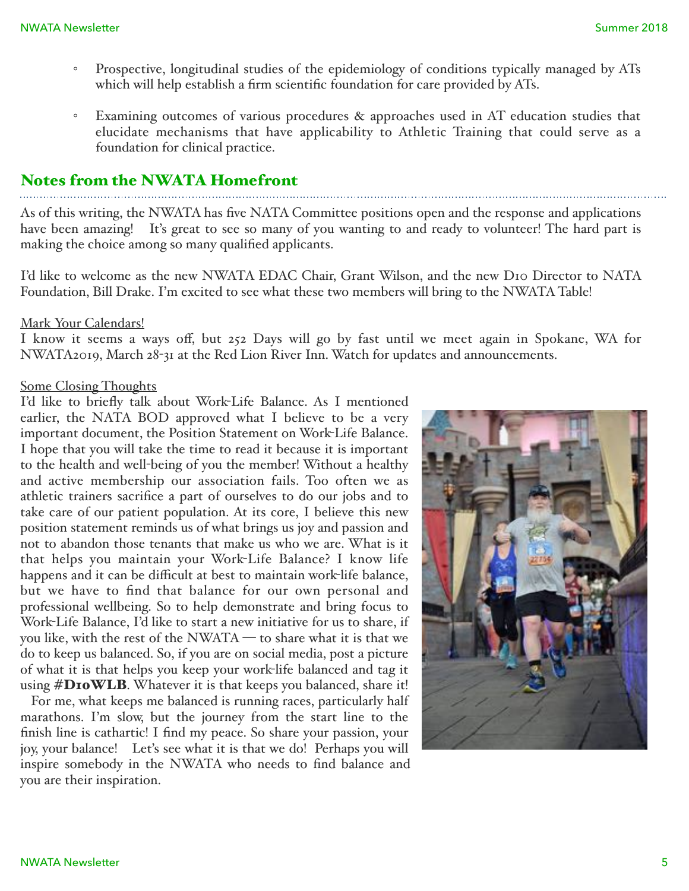- Prospective, longitudinal studies of the epidemiology of conditions typically managed by ATs which will help establish a firm scientific foundation for care provided by ATs.

- Examining outcomes of various procedures & approaches used in AT education studies that elucidate mechanisms that have applicability to Athletic Training that could serve as a foundation for clinical practice.

## Notes from the NWATA Homefront

As of this writing, the NWATA has five NATA Committee positions open and the response and applications have been amazing! It's great to see so many of you wanting to and ready to volunteer! The hard part is making the choice among so many qualified applicants.

I'd like to welcome as the new NWATA EDAC Chair, Grant Wilson, and the new D10 Director to NATA Foundation, Bill Drake. I'm excited to see what these two members will bring to the NWATA Table!

Mark Your Calendars!

I know it seems a ways off, but 252 Days will go by fast until we meet again in Spokane, WA for NWATA2019, March 28-31 at the Red Lion River Inn. Watch for updates and announcements.

Some Closing Thoughts

I'd like to briefly talk about Work-Life Balance. As I mentioned earlier, the NATA BOD approved what I believe to be a very important document, the Position Statement on Work-Life Balance. I hope that you will take the time to read it because it is important to the health and well-being of you the member! Without a healthy and active membership our association fails. Too often we as athletic trainers sacrifice a part of ourselves to do our jobs and to take care of our patient population. At its core, I believe this new position statement reminds us of what brings us joy and passion and not to abandon those tenants that make us who we are. What is it that helps you maintain your Work-Life Balance? I know life happens and it can be difficult at best to maintain work-life balance, but we have to find that balance for our own personal and professional wellbeing. So to help demonstrate and bring focus to Work-Life Balance, I'd like to start a new initiative for us to share, if you like, with the rest of the NWATA — to share what it is that we do to keep us balanced. So, if you are on social media, post a picture of what it is that helps you keep your work-life balanced and tag it using **#D10WLB**. Whatever it is that keeps you balanced, share it!

For me, what keeps me balanced is running races, particularly half marathons. I'm slow, but the journey from the start line to the finish line is cathartic! I find my peace. So share your passion, your joy, your balance! Let's see what it is that we do! Perhaps you will inspire somebody in the NWATA who needs to find balance and you are their inspiration.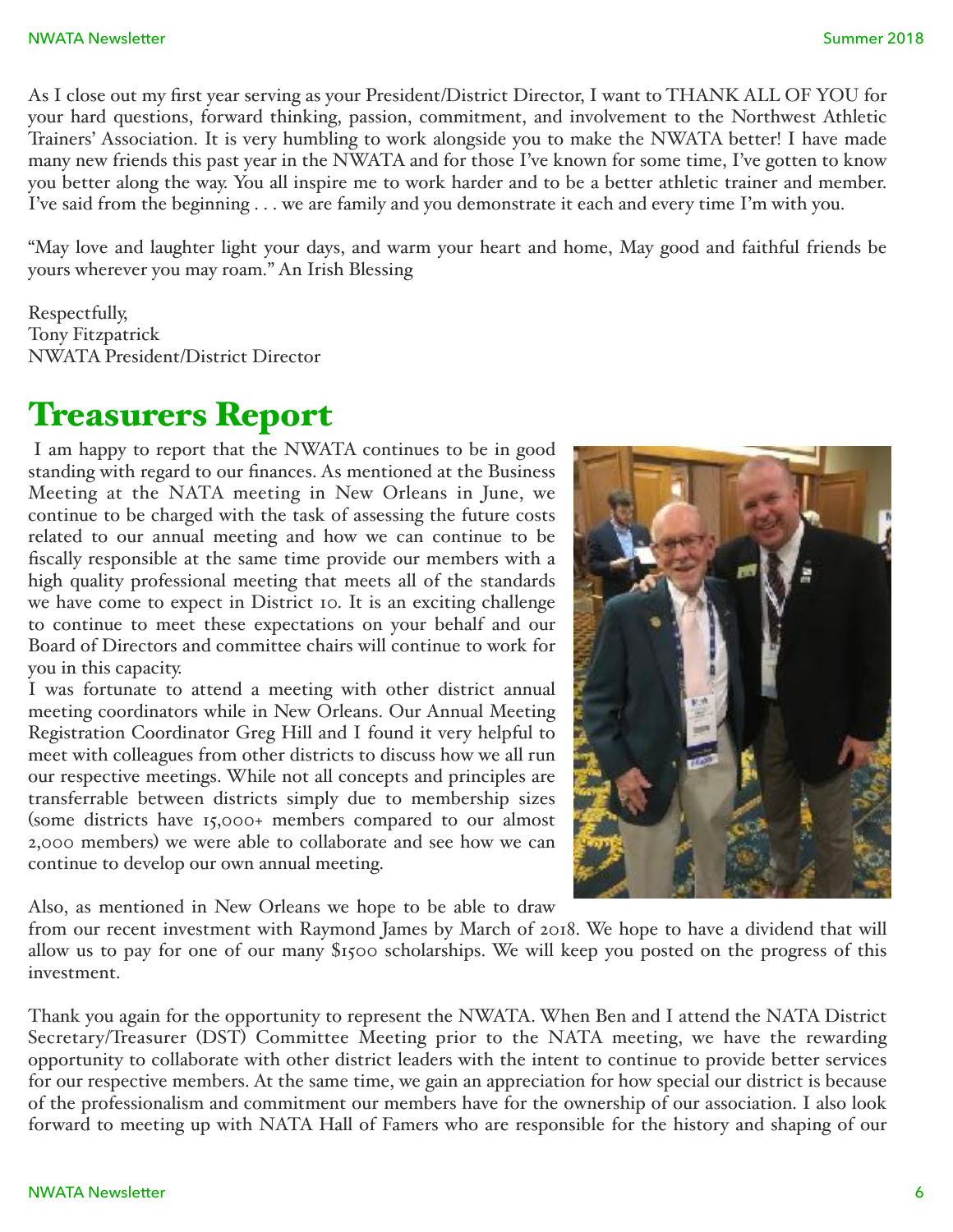As I close out my first year serving as your President/District Director, I want to THANK ALL OF YOU for your hard questions, forward thinking, passion, commitment, and involvement to the Northwest Athletic Trainers' Association. It is very humbling to work alongside you to make the NWATA better! I have made many new friends this past year in the NWATA and for those I've known for some time, I've gotten to know you better along the way. You all inspire me to work harder and to be a better athletic trainer and member. I've said from the beginning . . . we are family and you demonstrate it each and every time I'm with you.

"May love and laughter light your days, and warm your heart and home, May good and faithful friends be yours wherever you may roam." An Irish Blessing

Respectfully,
Tony Fitzpatrick
NWATA President/District Director

# Treasurers Report

I am happy to report that the NWATA continues to be in good standing with regard to our finances. As mentioned at the Business Meeting at the NATA meeting in New Orleans in June, we continue to be charged with the task of assessing the future costs related to our annual meeting and how we can continue to be fiscally responsible at the same time provide our members with a high quality professional meeting that meets all of the standards we have come to expect in District 10. It is an exciting challenge to continue to meet these expectations on your behalf and our Board of Directors and committee chairs will continue to work for you in this capacity.

I was fortunate to attend a meeting with other district annual meeting coordinators while in New Orleans. Our Annual Meeting Registration Coordinator Greg Hill and I found it very helpful to meet with colleagues from other districts to discuss how we all run our respective meetings. While not all concepts and principles are transferrable between districts simply due to membership sizes (some districts have 15,000+ members compared to our almost 2,000 members) we were able to collaborate and see how we can continue to develop our own annual meeting.

Also, as mentioned in New Orleans we hope to be able to draw from our recent investment with Raymond James by March of 2018. We hope to have a dividend that will allow us to pay for one of our many $1500 scholarships. We will keep you posted on the progress of this investment.

Thank you again for the opportunity to represent the NWATA. When Ben and I attend the NATA District Secretary/Treasurer (DST) Committee Meeting prior to the NATA meeting, we have the rewarding opportunity to collaborate with other district leaders with the intent to continue to provide better services for our respective members. At the same time, we gain an appreciation for how special our district is because of the professionalism and commitment our members have for the ownership of our association. I also look forward to meeting up with NATA Hall of Famers who are responsible for the history and shaping of our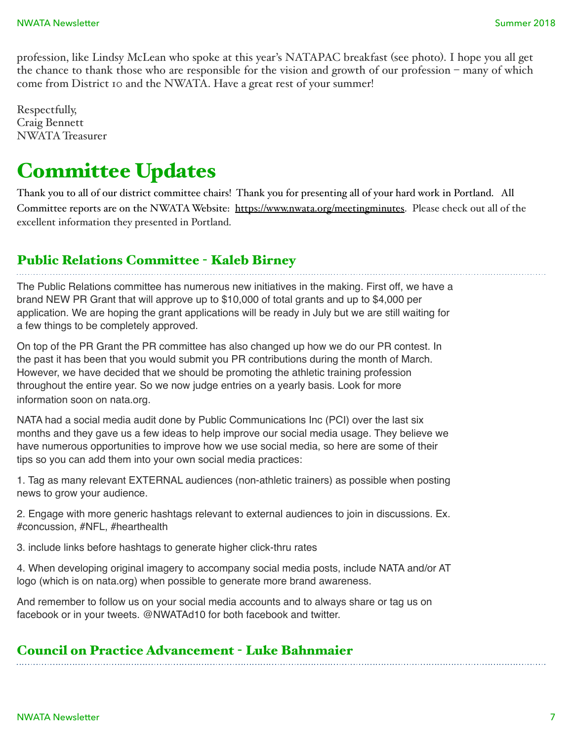profession, like Lindsy McLean who spoke at this year's NATAPAC breakfast (see photo). I hope you all get the chance to thank those who are responsible for the vision and growth of our profession – many of which come from District 10 and the NWATA. Have a great rest of your summer!

Respectfully,
Craig Bennett
NWATA Treasurer

# Committee Updates

Thank you to all of our district committee chairs! Thank you for presenting all of your hard work in Portland. All Committee reports are on the NWATA Website: https://www.nwata.org/meetingminutes. Please check out all of the excellent information they presented in Portland.

## Public Relations Committee - Kaleb Birney

The Public Relations committee has numerous new initiatives in the making. First off, we have a brand NEW PR Grant that will approve up to $10,000 of total grants and up to $4,000 per application. We are hoping the grant applications will be ready in July but we are still waiting for a few things to be completely approved.

On top of the PR Grant the PR committee has also changed up how we do our PR contest. In the past it has been that you would submit you PR contributions during the month of March. However, we have decided that we should be promoting the athletic training profession throughout the entire year. So we now judge entries on a yearly basis. Look for more information soon on nata.org.

NATA had a social media audit done by Public Communications Inc (PCI) over the last six months and they gave us a few ideas to help improve our social media usage. They believe we have numerous opportunities to improve how we use social media, so here are some of their tips so you can add them into your own social media practices:

1. Tag as many relevant EXTERNAL audiences (non-athletic trainers) as possible when posting news to grow your audience.

2. Engage with more generic hashtags relevant to external audiences to join in discussions. Ex. #concussion, #NFL, #hearthealth

3. include links before hashtags to generate higher click-thru rates

4. When developing original imagery to accompany social media posts, include NATA and/or AT logo (which is on nata.org) when possible to generate more brand awareness.

And remember to follow us on your social media accounts and to always share or tag us on facebook or in your tweets. @NWATAd10 for both facebook and twitter.

## Council on Practice Advancement - Luke Bahnmaier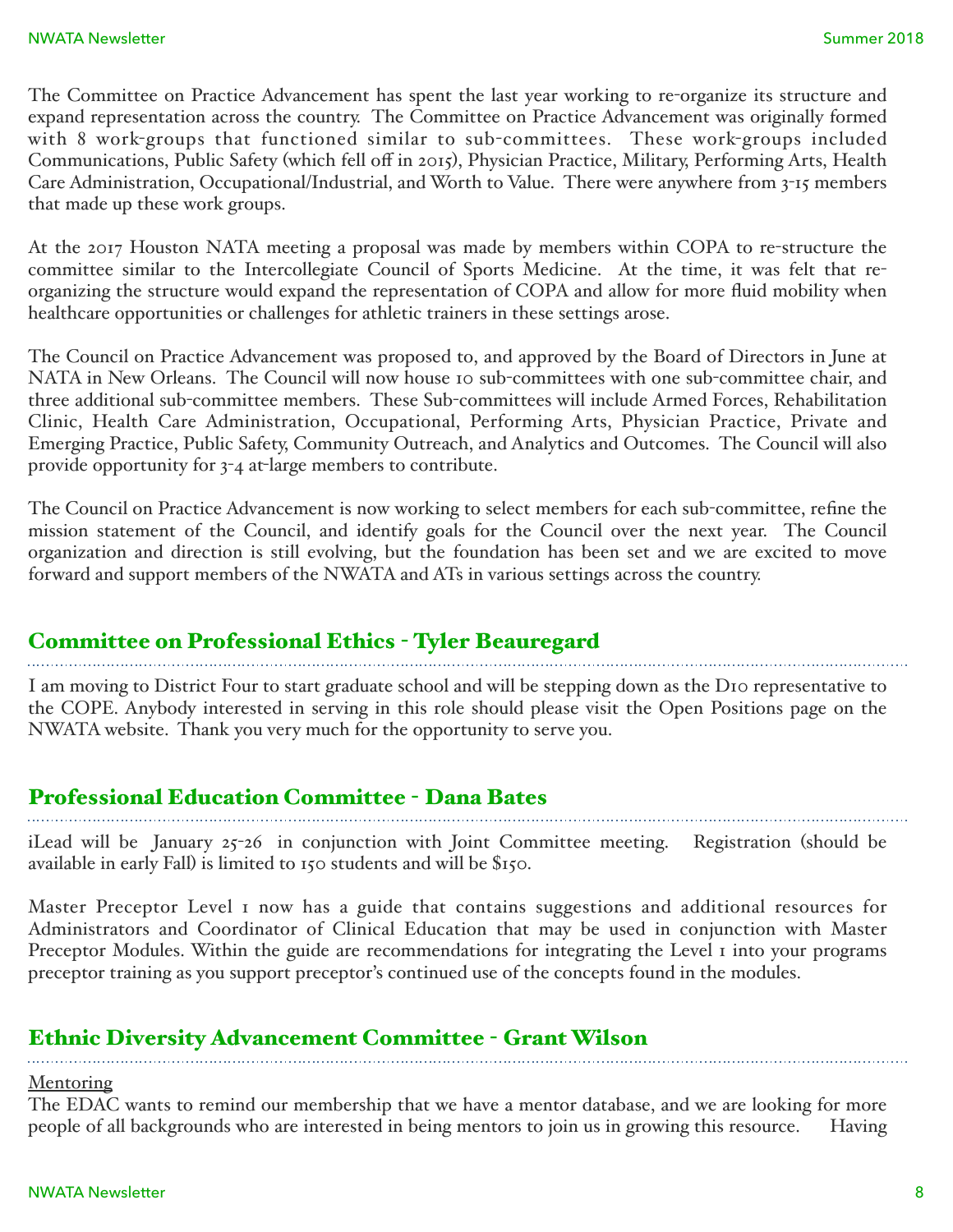The Committee on Practice Advancement has spent the last year working to re-organize its structure and expand representation across the country. The Committee on Practice Advancement was originally formed with 8 work-groups that functioned similar to sub-committees. These work-groups included Communications, Public Safety (which fell off in 2015), Physician Practice, Military, Performing Arts, Health Care Administration, Occupational/Industrial, and Worth to Value. There were anywhere from 3-15 members that made up these work groups.

At the 2017 Houston NATA meeting a proposal was made by members within COPA to re-structure the committee similar to the Intercollegiate Council of Sports Medicine. At the time, it was felt that re-organizing the structure would expand the representation of COPA and allow for more fluid mobility when healthcare opportunities or challenges for athletic trainers in these settings arose.

The Council on Practice Advancement was proposed to, and approved by the Board of Directors in June at NATA in New Orleans. The Council will now house 10 sub-committees with one sub-committee chair, and three additional sub-committee members. These Sub-committees will include Armed Forces, Rehabilitation Clinic, Health Care Administration, Occupational, Performing Arts, Physician Practice, Private and Emerging Practice, Public Safety, Community Outreach, and Analytics and Outcomes. The Council will also provide opportunity for 3-4 at-large members to contribute.

The Council on Practice Advancement is now working to select members for each sub-committee, refine the mission statement of the Council, and identify goals for the Council over the next year. The Council organization and direction is still evolving, but the foundation has been set and we are excited to move forward and support members of the NWATA and ATs in various settings across the country.

## Committee on Professional Ethics - Tyler Beauregard

I am moving to District Four to start graduate school and will be stepping down as the D10 representative to the COPE. Anybody interested in serving in this role should please visit the Open Positions page on the NWATA website. Thank you very much for the opportunity to serve you.

## Professional Education Committee - Dana Bates

iLead will be January 25-26 in conjunction with Joint Committee meeting. Registration (should be available in early Fall) is limited to 150 students and will be $150.

Master Preceptor Level 1 now has a guide that contains suggestions and additional resources for Administrators and Coordinator of Clinical Education that may be used in conjunction with Master Preceptor Modules. Within the guide are recommendations for integrating the Level 1 into your programs preceptor training as you support preceptor's continued use of the concepts found in the modules.

## Ethnic Diversity Advancement Committee - Grant Wilson

Mentoring

The EDAC wants to remind our membership that we have a mentor database, and we are looking for more people of all backgrounds who are interested in being mentors to join us in growing this resource. Having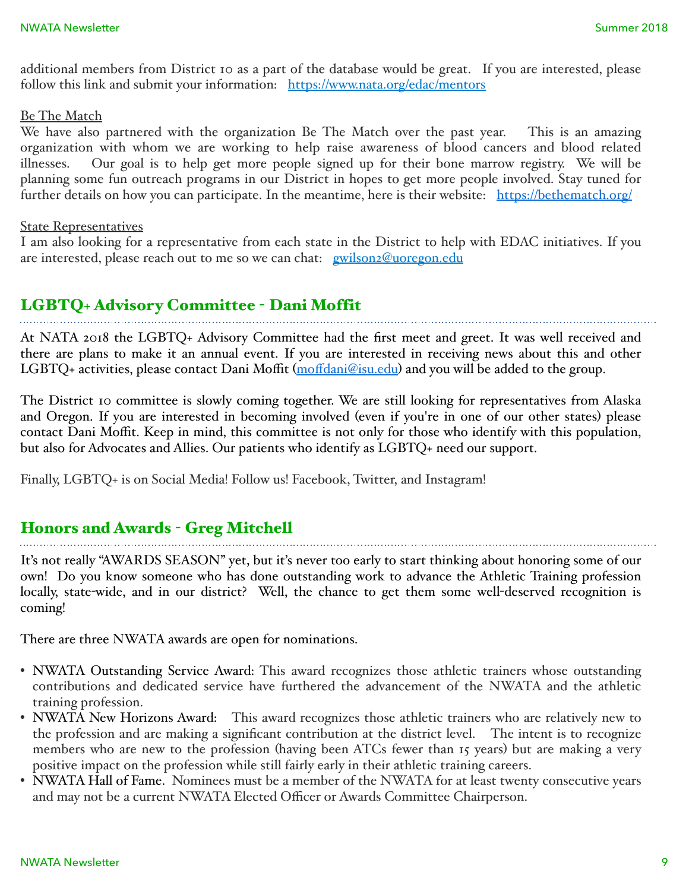additional members from District 10 as a part of the database would be great. If you are interested, please follow this link and submit your information: https://www.nata.org/edac/mentors

Be The Match

We have also partnered with the organization Be The Match over the past year. This is an amazing organization with whom we are working to help raise awareness of blood cancers and blood related illnesses. Our goal is to help get more people signed up for their bone marrow registry. We will be planning some fun outreach programs in our District in hopes to get more people involved. Stay tuned for further details on how you can participate. In the meantime, here is their website: https://bethematch.org/

State Representatives

I am also looking for a representative from each state in the District to help with EDAC initiatives. If you are interested, please reach out to me so we can chat: gwilson2@uoregon.edu

## LGBTQ+ Advisory Committee - Dani Moffit

At NATA 2018 the LGBTQ+ Advisory Committee had the first meet and greet. It was well received and there are plans to make it an annual event. If you are interested in receiving news about this and other LGBTQ+ activities, please contact Dani Moffit (moffdani@isu.edu) and you will be added to the group.

The District 10 committee is slowly coming together. We are still looking for representatives from Alaska and Oregon. If you are interested in becoming involved (even if you're in one of our other states) please contact Dani Moffit. Keep in mind, this committee is not only for those who identify with this population, but also for Advocates and Allies. Our patients who identify as LGBTQ+ need our support.

Finally, LGBTQ+ is on Social Media! Follow us! Facebook, Twitter, and Instagram!

## Honors and Awards - Greg Mitchell

It's not really "AWARDS SEASON" yet, but it's never too early to start thinking about honoring some of our own! Do you know someone who has done outstanding work to advance the Athletic Training profession locally, state-wide, and in our district? Well, the chance to get them some well-deserved recognition is coming!

There are three NWATA awards are open for nominations.

- NWATA Outstanding Service Award: This award recognizes those athletic trainers whose outstanding contributions and dedicated service have furthered the advancement of the NWATA and the athletic training profession.
- NWATA New Horizons Award: This award recognizes those athletic trainers who are relatively new to the profession and are making a significant contribution at the district level. The intent is to recognize members who are new to the profession (having been ATCs fewer than 15 years) but are making a very positive impact on the profession while still fairly early in their athletic training careers.
- NWATA Hall of Fame. Nominees must be a member of the NWATA for at least twenty consecutive years and may not be a current NWATA Elected Officer or Awards Committee Chairperson.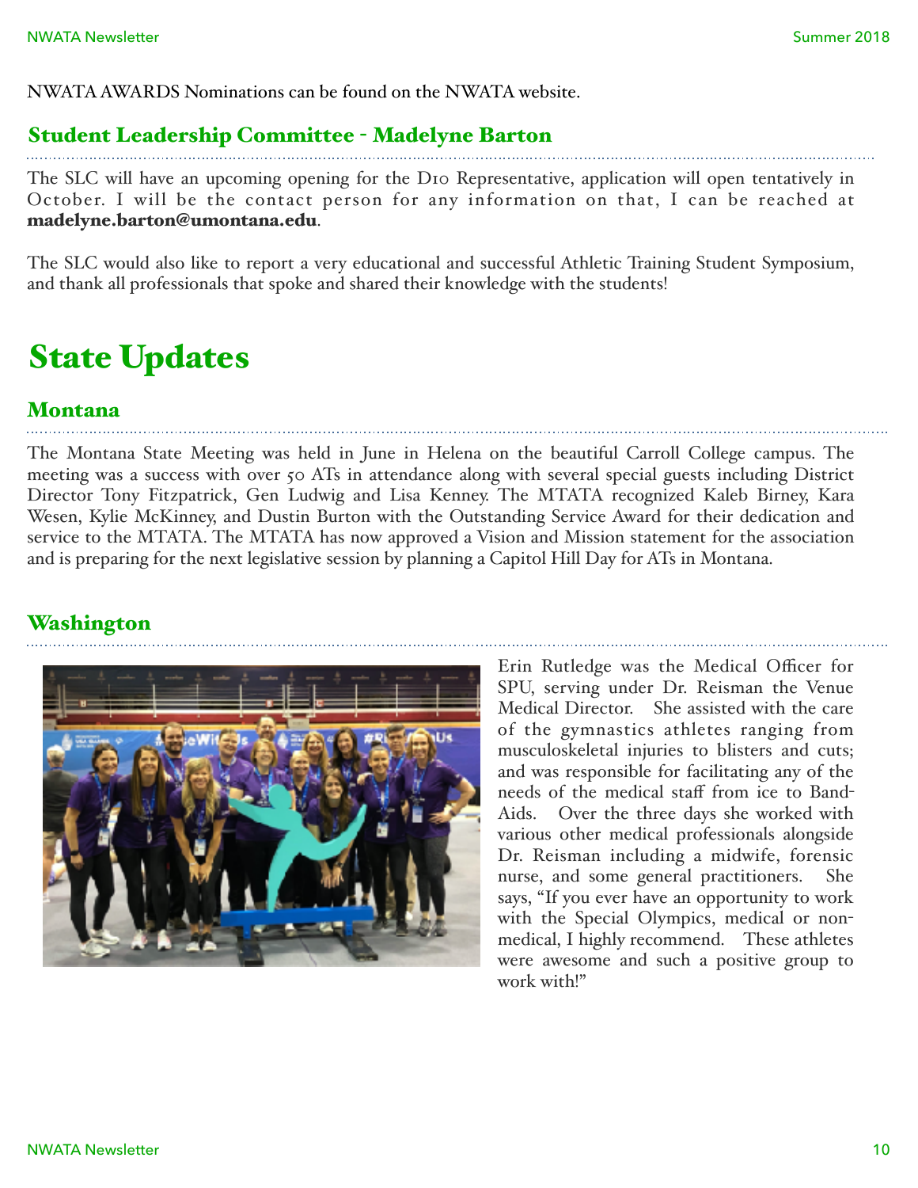NWATA AWARDS Nominations can be found on the NWATA website.

### Student Leadership Committee - Madelyne Barton

The SLC will have an upcoming opening for the D10 Representative, application will open tentatively in October. I will be the contact person for any information on that, I can be reached at **madelyne.barton@umontana.edu**.

The SLC would also like to report a very educational and successful Athletic Training Student Symposium, and thank all professionals that spoke and shared their knowledge with the students!

# State Updates

### Montana

The Montana State Meeting was held in June in Helena on the beautiful Carroll College campus. The meeting was a success with over 50 ATs in attendance along with several special guests including District Director Tony Fitzpatrick, Gen Ludwig and Lisa Kenney. The MTATA recognized Kaleb Birney, Kara Wesen, Kylie McKinney, and Dustin Burton with the Outstanding Service Award for their dedication and service to the MTATA. The MTATA has now approved a Vision and Mission statement for the association and is preparing for the next legislative session by planning a Capitol Hill Day for ATs in Montana.

### Washington

Erin Rutledge was the Medical Officer for SPU, serving under Dr. Reisman the Venue Medical Director. She assisted with the care of the gymnastics athletes ranging from musculoskeletal injuries to blisters and cuts; and was responsible for facilitating any of the needs of the medical staff from ice to Band-Aids. Over the three days she worked with various other medical professionals alongside Dr. Reisman including a midwife, forensic nurse, and some general practitioners. She says, “If you ever have an opportunity to work with the Special Olympics, medical or non-medical, I highly recommend. These athletes were awesome and such a positive group to work with!”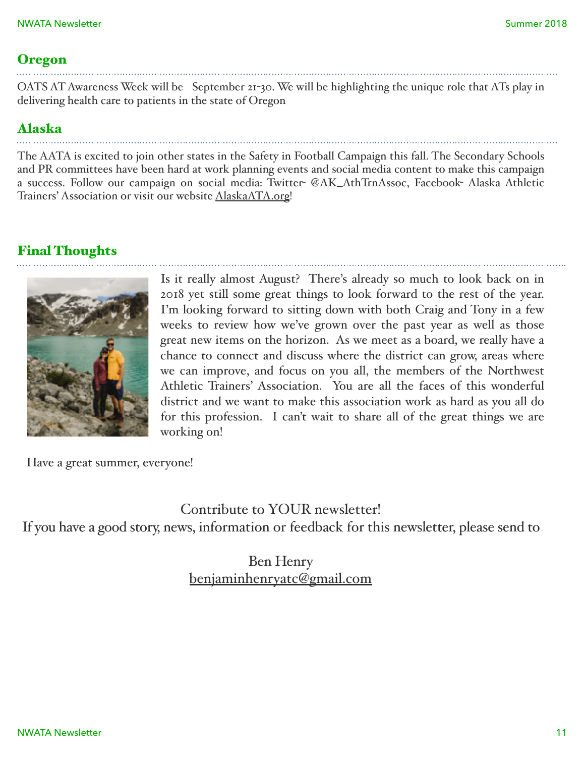## Oregon

OATS AT Awareness Week will be September 21-30. We will be highlighting the unique role that ATs play in delivering health care to patients in the state of Oregon

## Alaska

The AATA is excited to join other states in the Safety in Football Campaign this fall. The Secondary Schools and PR committees have been hard at work planning events and social media content to make this campaign a success. Follow our campaign on social media: Twitter- @AK_AthTrnAssoc, Facebook- Alaska Athletic Trainers' Association or visit our website AlaskaATA.org!

## Final Thoughts

Is it really almost August? There's already so much to look back on in 2018 yet still some great things to look forward to the rest of the year. I'm looking forward to sitting down with both Craig and Tony in a few weeks to review how we've grown over the past year as well as those great new items on the horizon. As we meet as a board, we really have a chance to connect and discuss where the district can grow, areas where we can improve, and focus on you all, the members of the Northwest Athletic Trainers' Association. You are all the faces of this wonderful district and we want to make this association work as hard as you all do for this profession. I can't wait to share all of the great things we are working on!

Have a great summer, everyone!

Contribute to YOUR newsletter!

If you have a good story, news, information or feedback for this newsletter, please send to

Ben Henry
benjaminhenryatc@gmail.com